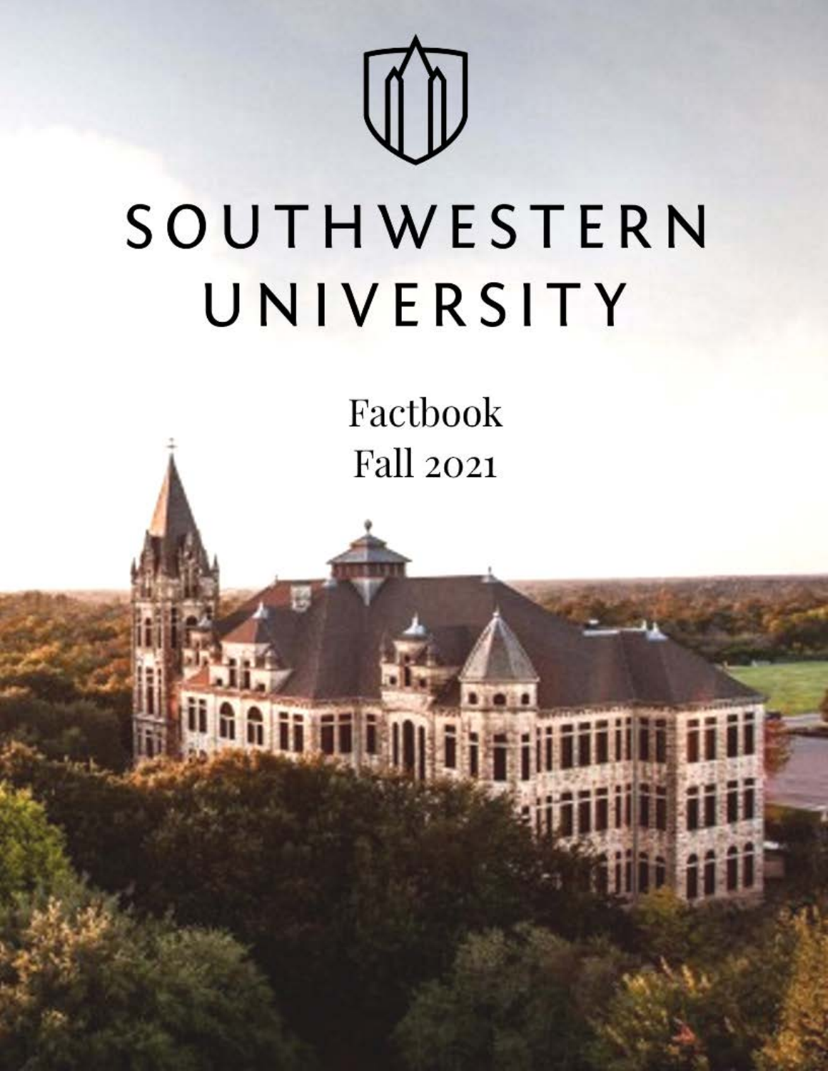# SOUTHWESTERN UNIVERSITY

## Factbook
## Fall 2021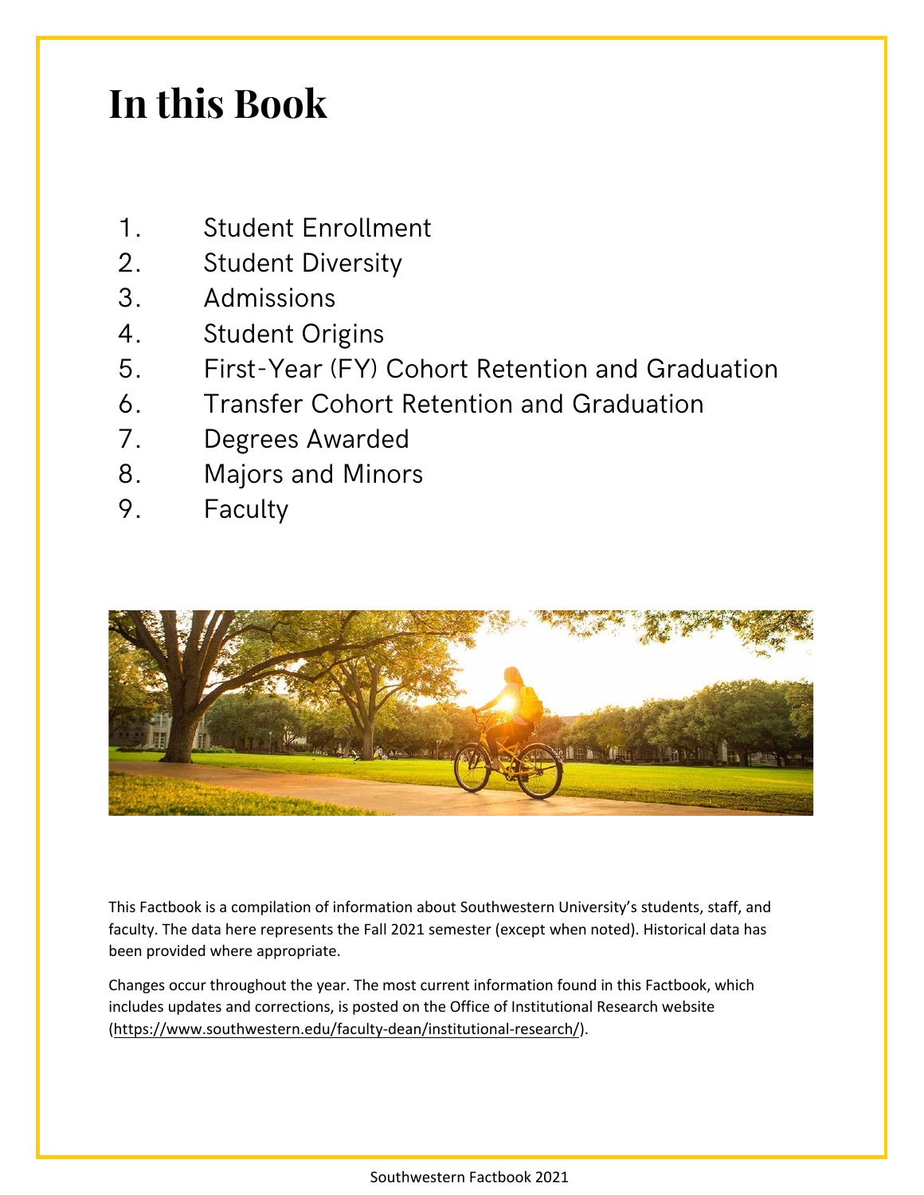# In this Book

1. Student Enrollment
2. Student Diversity
3. Admissions
4. Student Origins
5. First-Year (FY) Cohort Retention and Graduation
6. Transfer Cohort Retention and Graduation
7. Degrees Awarded
8. Majors and Minors
9. Faculty

This Factbook is a compilation of information about Southwestern University's students, staff, and faculty. The data here represents the Fall 2021 semester (except when noted). Historical data has been provided where appropriate.

Changes occur throughout the year. The most current information found in this Factbook, which includes updates and corrections, is posted on the Office of Institutional Research website (https://www.southwestern.edu/faculty-dean/institutional-research/).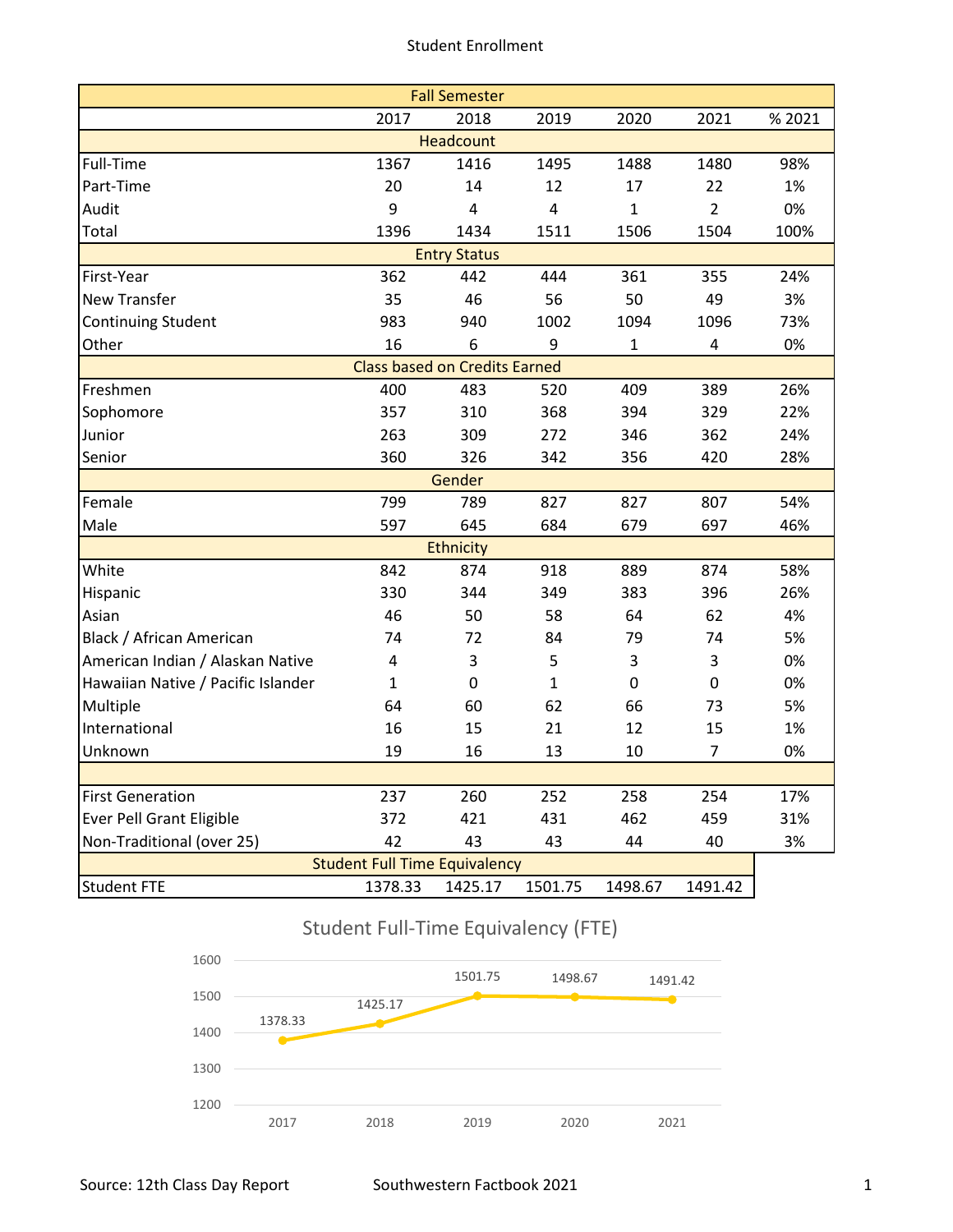# Student Enrollment

| Fall Semester | 2017 | 2018 | 2019 | 2020 | 2021 | % 2021 |
|---|---|---|---|---|---|---|
| **Headcount** | | | | | | |
| Full-Time | 1367 | 1416 | 1495 | 1488 | 1480 | 98% |
| Part-Time | 20 | 14 | 12 | 17 | 22 | 1% |
| Audit | 9 | 4 | 4 | 1 | 2 | 0% |
| Total | 1396 | 1434 | 1511 | 1506 | 1504 | 100% |
| **Entry Status** | | | | | | |
| First-Year | 362 | 442 | 444 | 361 | 355 | 24% |
| New Transfer | 35 | 46 | 56 | 50 | 49 | 3% |
| Continuing Student | 983 | 940 | 1002 | 1094 | 1096 | 73% |
| Other | 16 | 6 | 9 | 1 | 4 | 0% |
| **Class based on Credits Earned** | | | | | | |
| Freshmen | 400 | 483 | 520 | 409 | 389 | 26% |
| Sophomore | 357 | 310 | 368 | 394 | 329 | 22% |
| Junior | 263 | 309 | 272 | 346 | 362 | 24% |
| Senior | 360 | 326 | 342 | 356 | 420 | 28% |
| **Gender** | | | | | | |
| Female | 799 | 789 | 827 | 827 | 807 | 54% |
| Male | 597 | 645 | 684 | 679 | 697 | 46% |
| **Ethnicity** | | | | | | |
| White | 842 | 874 | 918 | 889 | 874 | 58% |
| Hispanic | 330 | 344 | 349 | 383 | 396 | 26% |
| Asian | 46 | 50 | 58 | 64 | 62 | 4% |
| Black / African American | 74 | 72 | 84 | 79 | 74 | 5% |
| American Indian / Alaskan Native | 4 | 3 | 5 | 3 | 3 | 0% |
| Hawaiian Native / Pacific Islander | 1 | 0 | 1 | 0 | 0 | 0% |
| Multiple | 64 | 60 | 62 | 66 | 73 | 5% |
| International | 16 | 15 | 21 | 12 | 15 | 1% |
| Unknown | 19 | 16 | 13 | 10 | 7 | 0% |
| | | | | | | |
| First Generation | 237 | 260 | 252 | 258 | 254 | 17% |
| Ever Pell Grant Eligible | 372 | 421 | 431 | 462 | 459 | 31% |
| Non-Traditional (over 25) | 42 | 43 | 43 | 44 | 40 | 3% |
| **Student Full Time Equivalency** | | | | | | |
| Student FTE | 1378.33 | 1425.17 | 1501.75 | 1498.67 | 1491.42 | |

## Student Full-Time Equivalency (FTE)

| Year | FTE |
|---|---|
| 2017 | 1378.33 |
| 2018 | 1425.17 |
| 2019 | 1501.75 |
| 2020 | 1498.67 |
| 2021 | 1491.42 |

Source: 12th Class Day Report

Southwestern Factbook 2021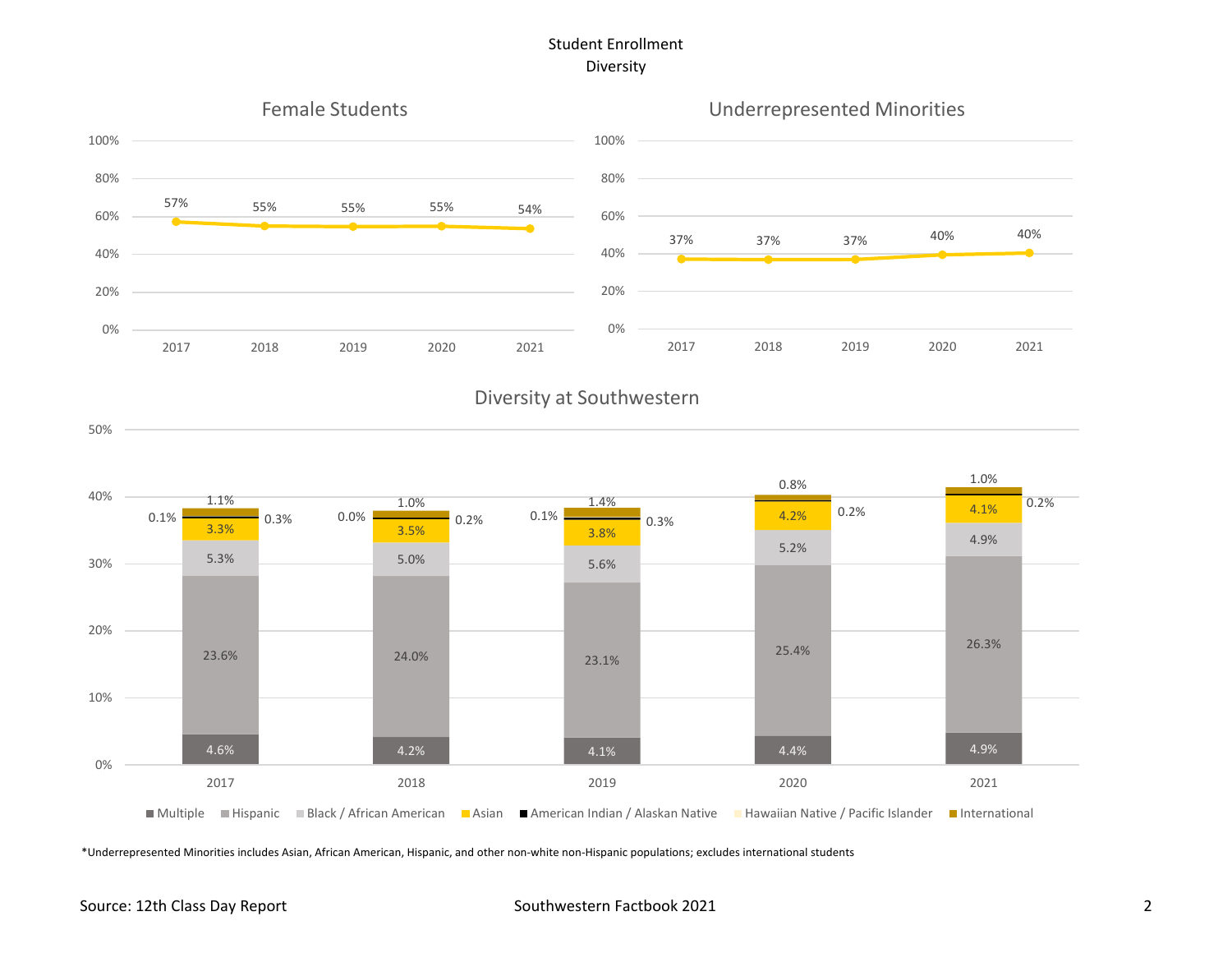# Student Enrollment
## Diversity

### Female Students

| Year | 2017 | 2018 | 2019 | 2020 | 2021 |
|---|---|---|---|---|---|
| Female Students | 57% | 55% | 55% | 55% | 54% |

### Underrepresented Minorities

| Year | 2017 | 2018 | 2019 | 2020 | 2021 |
|---|---|---|---|---|---|
| Underrepresented Minorities | 37% | 37% | 37% | 40% | 40% |

### Diversity at Southwestern

| | 2017 | 2018 | 2019 | 2020 | 2021 |
|---|---|---|---|---|---|
| Multiple | 4.6% | 4.2% | 4.1% | 4.4% | 4.9% |
| Hispanic | 23.6% | 24.0% | 23.1% | 25.4% | 26.3% |
| Black / African American | 5.3% | 5.0% | 5.6% | 5.2% | 4.9% |
| Asian | 3.3% | 3.5% | 3.8% | 4.2% | 4.1% |
| American Indian / Alaskan Native | 0.3% | 0.2% | 0.3% | 0.2% | 0.2% |
| Hawaiian Native / Pacific Islander | 0.1% | 0.0% | 0.1% | | |
| International | 1.1% | 1.0% | 1.4% | 0.8% | 1.0% |

*Underrepresented Minorities includes Asian, African American, Hispanic, and other non-white non-Hispanic populations; excludes international students

Source: 12th Class Day Report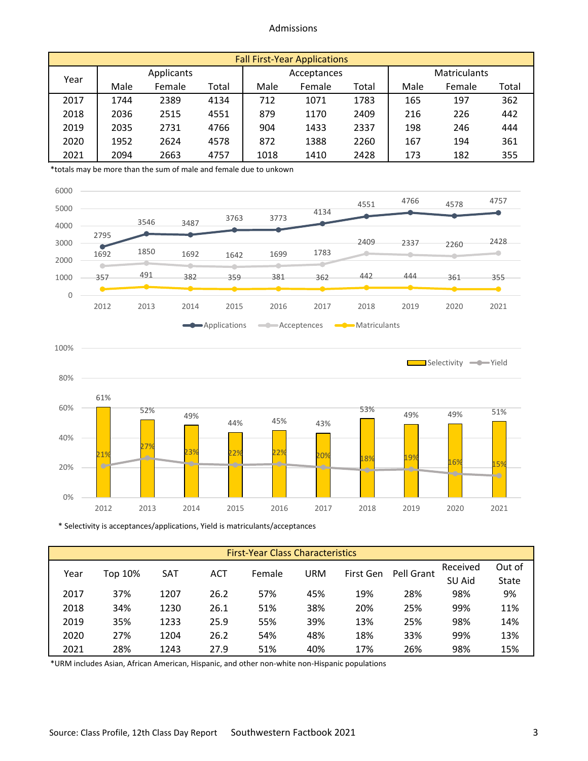# Admissions

| Fall First-Year Applications | | | | | | | | | |
|---|---|---|---|---|---|---|---|---|---|
| Year | Applicants | | | Acceptances | | | Matriculants | | |
| | Male | Female | Total | Male | Female | Total | Male | Female | Total |
| 2017 | 1744 | 2389 | 4134 | 712 | 1071 | 1783 | 165 | 197 | 362 |
| 2018 | 2036 | 2515 | 4551 | 879 | 1170 | 2409 | 216 | 226 | 442 |
| 2019 | 2035 | 2731 | 4766 | 904 | 1433 | 2337 | 198 | 246 | 444 |
| 2020 | 1952 | 2624 | 4578 | 872 | 1388 | 2260 | 167 | 194 | 361 |
| 2021 | 2094 | 2663 | 4757 | 1018 | 1410 | 2428 | 173 | 182 | 355 |

*totals may be more than the sum of male and female due to unkown

| Year | Applications | Acceptences | Matriculants |
|---|---|---|---|
| 2012 | 2795 | 1692 | 357 |
| 2013 | 3546 | 1850 | 491 |
| 2014 | 3487 | 1692 | 382 |
| 2015 | 3763 | 1642 | 359 |
| 2016 | 3773 | 1699 | 381 |
| 2017 | 4134 | 1783 | 362 |
| 2018 | 4551 | 2409 | 442 |
| 2019 | 4766 | 2337 | 444 |
| 2020 | 4578 | 2260 | 361 |
| 2021 | 4757 | 2428 | 355 |

| Year | Selectivity | Yield |
|---|---|---|
| 2012 | 61% | 21% |
| 2013 | 52% | 27% |
| 2014 | 49% | 23% |
| 2015 | 44% | 22% |
| 2016 | 45% | 22% |
| 2017 | 43% | 20% |
| 2018 | 53% | 18% |
| 2019 | 49% | 19% |
| 2020 | 49% | 16% |
| 2021 | 51% | 15% |

* Selectivity is acceptances/applications, Yield is matriculants/acceptances

| First-Year Class Characteristics | | | | | | | | | |
|---|---|---|---|---|---|---|---|---|---|
| Year | Top 10% | SAT | ACT | Female | URM | First Gen | Pell Grant | Received SU Aid | Out of State |
| 2017 | 37% | 1207 | 26.2 | 57% | 45% | 19% | 28% | 98% | 9% |
| 2018 | 34% | 1230 | 26.1 | 51% | 38% | 20% | 25% | 99% | 11% |
| 2019 | 35% | 1233 | 25.9 | 55% | 39% | 13% | 25% | 98% | 14% |
| 2020 | 27% | 1204 | 26.2 | 54% | 48% | 18% | 33% | 99% | 13% |
| 2021 | 28% | 1243 | 27.9 | 51% | 40% | 17% | 26% | 98% | 15% |

*URM includes Asian, African American, Hispanic, and other non-white non-Hispanic populations

Source: Class Profile, 12th Class Day Report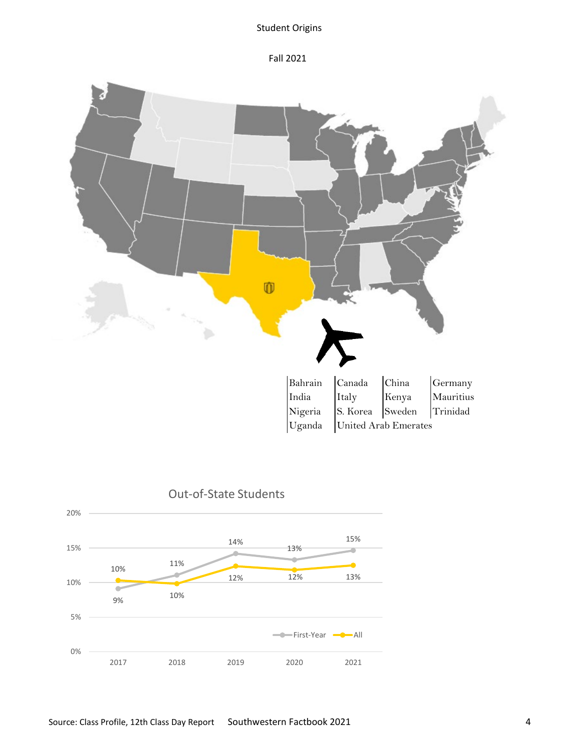# Student Origins

## Fall 2021

| Bahrain | Canada | China | Germany |
|---|---|---|---|
| India | Italy | Kenya | Mauritius |
| Nigeria | S. Korea | Sweden | Trinidad |
| Uganda | United Arab Emerates | | |

### Out-of-State Students

| | 2017 | 2018 | 2019 | 2020 | 2021 |
|---|---|---|---|---|---|
| First-Year | 9% | 11% | 14% | 13% | 15% |
| All | 10% | 10% | 12% | 12% | 13% |

Source: Class Profile, 12th Class Day Report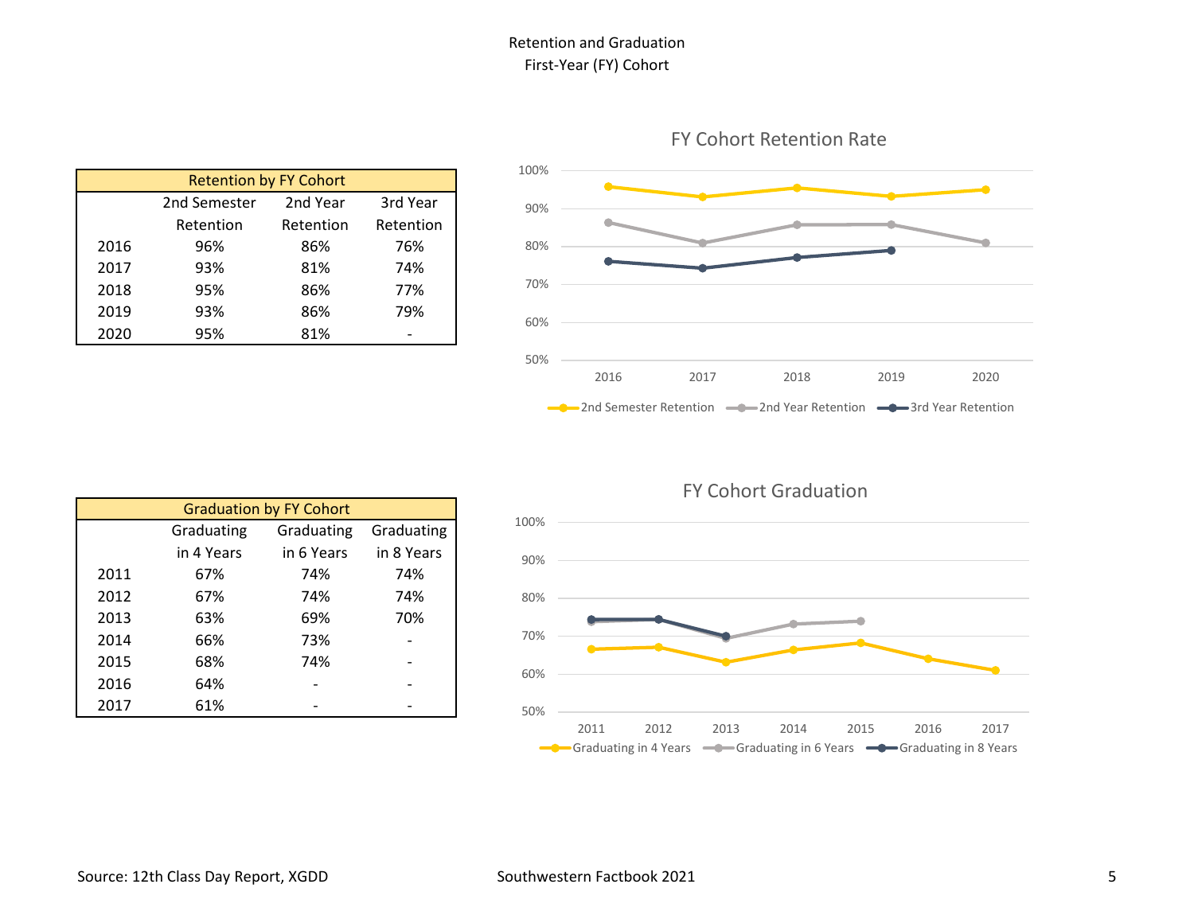# Retention and Graduation
## First-Year (FY) Cohort

| Retention by FY Cohort | | | |
|---|---|---|---|
| | 2nd Semester Retention | 2nd Year Retention | 3rd Year Retention |
| 2016 | 96% | 86% | 76% |
| 2017 | 93% | 81% | 74% |
| 2018 | 95% | 86% | 77% |
| 2019 | 93% | 86% | 79% |
| 2020 | 95% | 81% | - |

FY Cohort Retention Rate

| Graduation by FY Cohort | | | |
|---|---|---|---|
| | Graduating in 4 Years | Graduating in 6 Years | Graduating in 8 Years |
| 2011 | 67% | 74% | 74% |
| 2012 | 67% | 74% | 74% |
| 2013 | 63% | 69% | 70% |
| 2014 | 66% | 73% | - |
| 2015 | 68% | 74% | - |
| 2016 | 64% | - | - |
| 2017 | 61% | - | - |

FY Cohort Graduation

Source: 12th Class Day Report, XGDD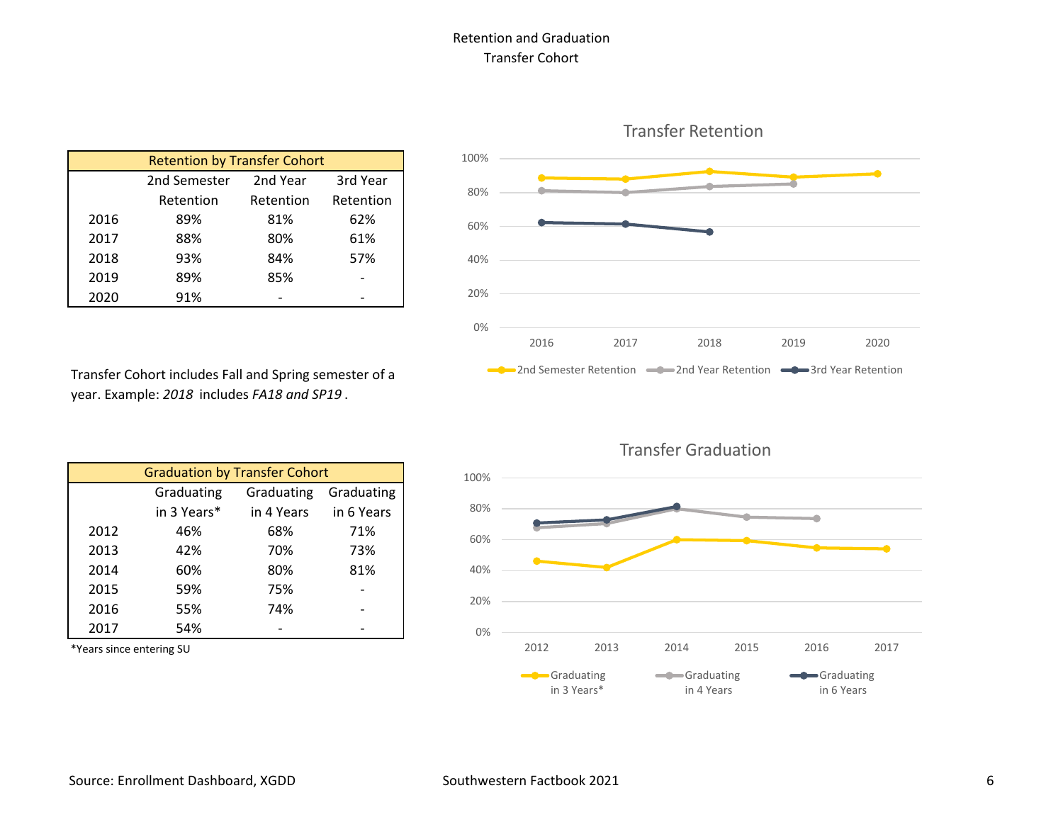# Retention and Graduation
## Transfer Cohort

| Retention by Transfer Cohort | | | |
|---|---|---|---|
| | 2nd Semester Retention | 2nd Year Retention | 3rd Year Retention |
| 2016 | 89% | 81% | 62% |
| 2017 | 88% | 80% | 61% |
| 2018 | 93% | 84% | 57% |
| 2019 | 89% | 85% | - |
| 2020 | 91% | - | - |

Transfer Cohort includes Fall and Spring semester of a year. Example: *2018* includes *FA18 and SP19*.

### Transfer Retention

| | 2nd Semester Retention | 2nd Year Retention | 3rd Year Retention |
|---|---|---|---|
| 2016 | 89% | 81% | 62% |
| 2017 | 88% | 80% | 61% |
| 2018 | 93% | 84% | 57% |
| 2019 | 89% | 85% | |
| 2020 | 91% | | |

| Graduation by Transfer Cohort | | | |
|---|---|---|---|
| | Graduating in 3 Years* | Graduating in 4 Years | Graduating in 6 Years |
| 2012 | 46% | 68% | 71% |
| 2013 | 42% | 70% | 73% |
| 2014 | 60% | 80% | 81% |
| 2015 | 59% | 75% | - |
| 2016 | 55% | 74% | - |
| 2017 | 54% | - | - |

*Years since entering SU

### Transfer Graduation

| | Graduating in 3 Years* | Graduating in 4 Years | Graduating in 6 Years |
|---|---|---|---|
| 2012 | 46% | 68% | 71% |
| 2013 | 42% | 70% | 73% |
| 2014 | 60% | 80% | 81% |
| 2015 | 59% | 75% | |
| 2016 | 55% | 74% | |
| 2017 | 54% | | |

Source: Enrollment Dashboard, XGDD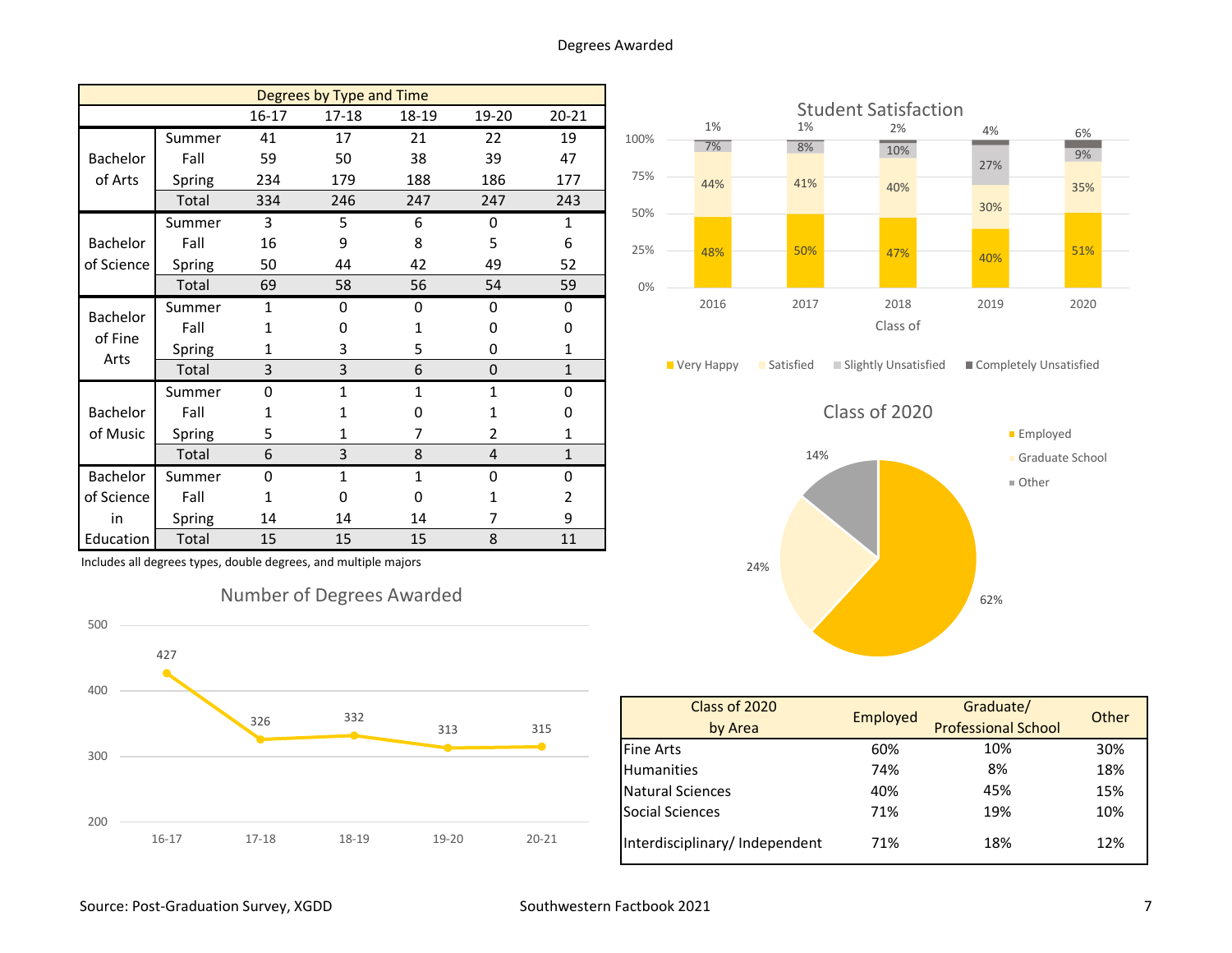# Degrees Awarded

| Degrees by Type and Time | | 16-17 | 17-18 | 18-19 | 19-20 | 20-21 |
|---|---|---|---|---|---|---|
| Bachelor of Arts | Summer | 41 | 17 | 21 | 22 | 19 |
| | Fall | 59 | 50 | 38 | 39 | 47 |
| | Spring | 234 | 179 | 188 | 186 | 177 |
| | Total | 334 | 246 | 247 | 247 | 243 |
| Bachelor of Science | Summer | 3 | 5 | 6 | 0 | 1 |
| | Fall | 16 | 9 | 8 | 5 | 6 |
| | Spring | 50 | 44 | 42 | 49 | 52 |
| | Total | 69 | 58 | 56 | 54 | 59 |
| Bachelor of Fine Arts | Summer | 1 | 0 | 0 | 0 | 0 |
| | Fall | 1 | 0 | 1 | 0 | 0 |
| | Spring | 1 | 3 | 5 | 0 | 1 |
| | Total | 3 | 3 | 6 | 0 | 1 |
| Bachelor of Music | Summer | 0 | 1 | 1 | 1 | 0 |
| | Fall | 1 | 1 | 0 | 1 | 0 |
| | Spring | 5 | 1 | 7 | 2 | 1 |
| | Total | 6 | 3 | 8 | 4 | 1 |
| Bachelor of Science in Education | Summer | 0 | 1 | 1 | 0 | 0 |
| | Fall | 1 | 0 | 0 | 1 | 2 |
| | Spring | 14 | 14 | 14 | 7 | 9 |
| | Total | 15 | 15 | 15 | 8 | 11 |

Includes all degrees types, double degrees, and multiple majors

## Number of Degrees Awarded

| | 16-17 | 17-18 | 18-19 | 19-20 | 20-21 |
|---|---|---|---|---|---|
| Degrees | 427 | 326 | 332 | 313 | 315 |

## Student Satisfaction

| Class of | Very Happy | Satisfied | Slightly Unsatisfied | Completely Unsatisfied |
|---|---|---|---|---|
| 2016 | 48% | 44% | 7% | 1% |
| 2017 | 50% | 41% | 8% | 1% |
| 2018 | 47% | 40% | 10% | 2% |
| 2019 | 40% | 30% | 27% | 4% |
| 2020 | 51% | 35% | 9% | 6% |

## Class of 2020

| Employed | Graduate School | Other |
|---|---|---|
| 62% | 24% | 14% |

| Class of 2020 by Area | Employed | Graduate/ Professional School | Other |
|---|---|---|---|
| Fine Arts | 60% | 10% | 30% |
| Humanities | 74% | 8% | 18% |
| Natural Sciences | 40% | 45% | 15% |
| Social Sciences | 71% | 19% | 10% |
| Interdisciplinary/ Independent | 71% | 18% | 12% |

Source: Post-Graduation Survey, XGDD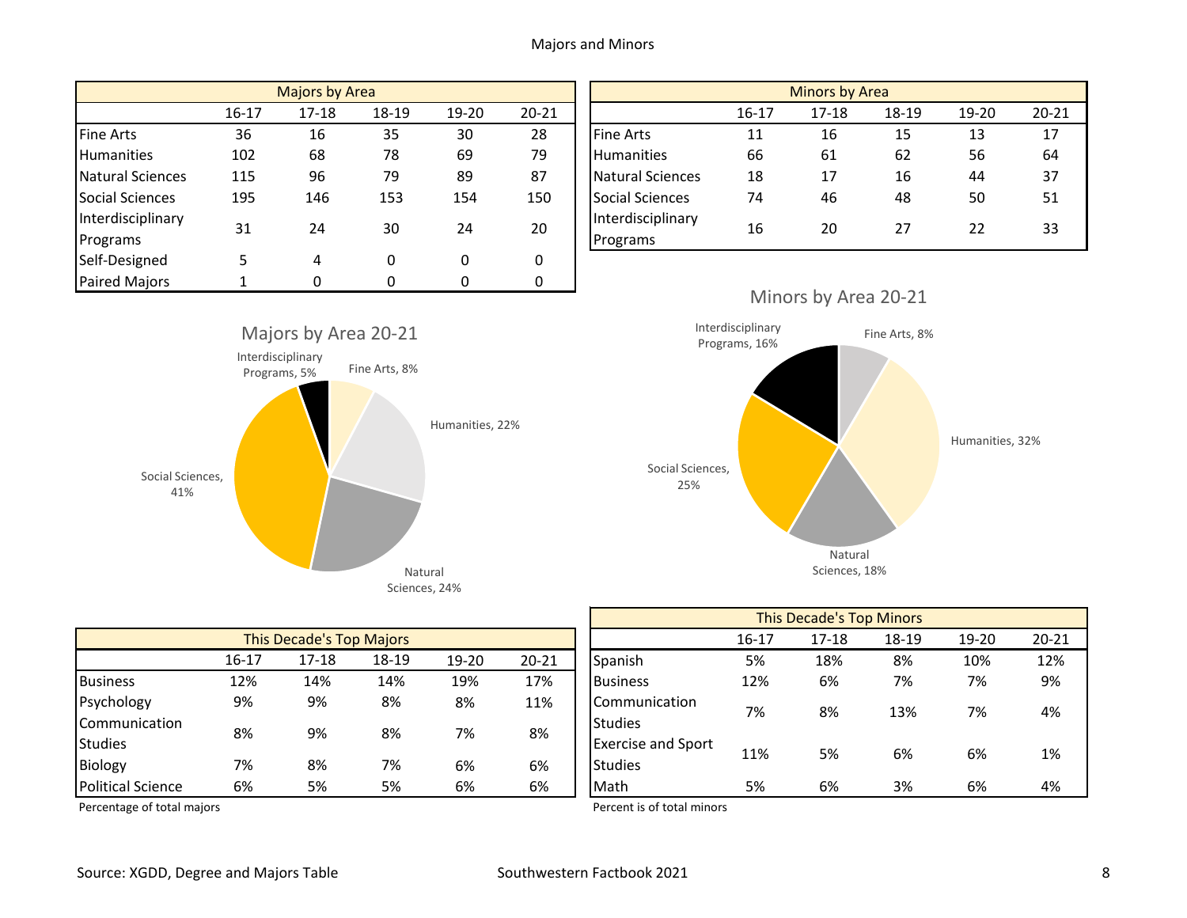# Majors and Minors

| Majors by Area | | | | | |
|---|---|---|---|---|---|
| | 16-17 | 17-18 | 18-19 | 19-20 | 20-21 |
| Fine Arts | 36 | 16 | 35 | 30 | 28 |
| Humanities | 102 | 68 | 78 | 69 | 79 |
| Natural Sciences | 115 | 96 | 79 | 89 | 87 |
| Social Sciences | 195 | 146 | 153 | 154 | 150 |
| Interdisciplinary Programs | 31 | 24 | 30 | 24 | 20 |
| Self-Designed | 5 | 4 | 0 | 0 | 0 |
| Paired Majors | 1 | 0 | 0 | 0 | 0 |

| Minors by Area | | | | | |
|---|---|---|---|---|---|
| | 16-17 | 17-18 | 18-19 | 19-20 | 20-21 |
| Fine Arts | 11 | 16 | 15 | 13 | 17 |
| Humanities | 66 | 61 | 62 | 56 | 64 |
| Natural Sciences | 18 | 17 | 16 | 44 | 37 |
| Social Sciences | 74 | 46 | 48 | 50 | 51 |
| Interdisciplinary Programs | 16 | 20 | 27 | 22 | 33 |

Majors by Area 20-21

Interdisciplinary Programs, 5%; Fine Arts, 8%; Humanities, 22%; Natural Sciences, 24%; Social Sciences, 41%

Minors by Area 20-21

Interdisciplinary Programs, 16%; Fine Arts, 8%; Humanities, 32%; Natural Sciences, 18%; Social Sciences, 25%

| This Decade's Top Majors | | | | | |
|---|---|---|---|---|---|
| | 16-17 | 17-18 | 18-19 | 19-20 | 20-21 |
| Business | 12% | 14% | 14% | 19% | 17% |
| Psychology | 9% | 9% | 8% | 8% | 11% |
| Communication Studies | 8% | 9% | 8% | 7% | 8% |
| Biology | 7% | 8% | 7% | 6% | 6% |
| Political Science | 6% | 5% | 5% | 6% | 6% |

Percentage of total majors

| This Decade's Top Minors | | | | | |
|---|---|---|---|---|---|
| | 16-17 | 17-18 | 18-19 | 19-20 | 20-21 |
| Spanish | 5% | 18% | 8% | 10% | 12% |
| Business | 12% | 6% | 7% | 7% | 9% |
| Communication Studies | 7% | 8% | 13% | 7% | 4% |
| Exercise and Sport Studies | 11% | 5% | 6% | 6% | 1% |
| Math | 5% | 6% | 3% | 6% | 4% |

Percent is of total minors

Source: XGDD, Degree and Majors Table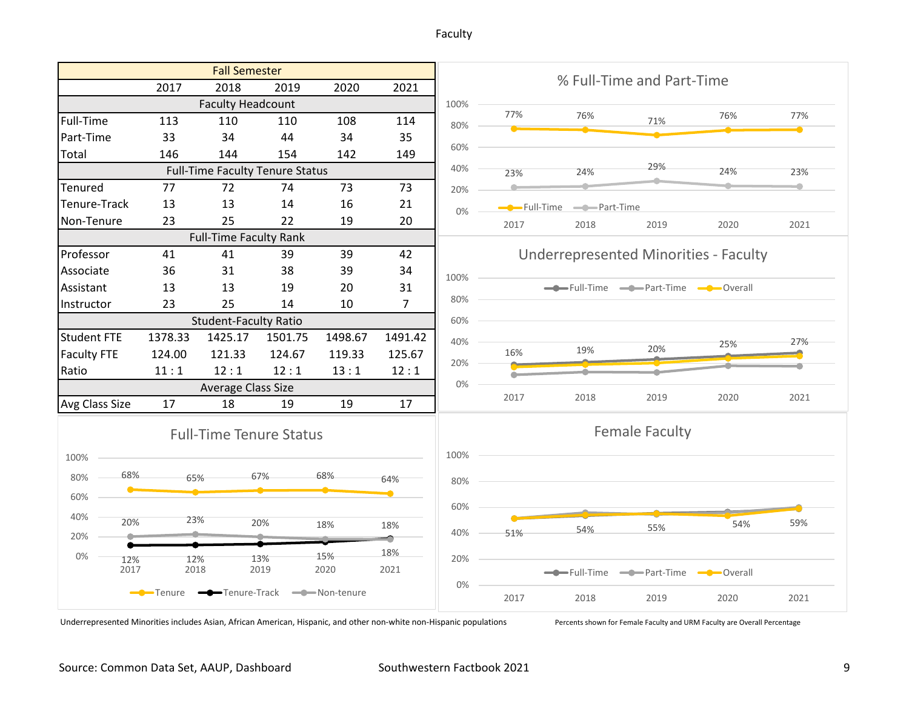# Faculty

| | 2017 | 2018 | 2019 | 2020 | 2021 |
|---|---|---|---|---|---|
| **Fall Semester** | | | | | |
| **Faculty Headcount** | | | | | |
| Full-Time | 113 | 110 | 110 | 108 | 114 |
| Part-Time | 33 | 34 | 44 | 34 | 35 |
| Total | 146 | 144 | 154 | 142 | 149 |
| **Full-Time Faculty Tenure Status** | | | | | |
| Tenured | 77 | 72 | 74 | 73 | 73 |
| Tenure-Track | 13 | 13 | 14 | 16 | 21 |
| Non-Tenure | 23 | 25 | 22 | 19 | 20 |
| **Full-Time Faculty Rank** | | | | | |
| Professor | 41 | 41 | 39 | 39 | 42 |
| Associate | 36 | 31 | 38 | 39 | 34 |
| Assistant | 13 | 13 | 19 | 20 | 31 |
| Instructor | 23 | 25 | 14 | 10 | 7 |
| **Student-Faculty Ratio** | | | | | |
| Student FTE | 1378.33 | 1425.17 | 1501.75 | 1498.67 | 1491.42 |
| Faculty FTE | 124.00 | 121.33 | 124.67 | 119.33 | 125.67 |
| Ratio | 11 : 1 | 12 : 1 | 12 : 1 | 13 : 1 | 12 : 1 |
| **Average Class Size** | | | | | |
| Avg Class Size | 17 | 18 | 19 | 19 | 17 |

## % Full-Time and Part-Time

Full-Time: 77%, 76%, 71%, 76%, 77%
Part-Time: 23%, 24%, 29%, 24%, 23%
2017, 2018, 2019, 2020, 2021

## Underrepresented Minorities - Faculty

Full-Time, Part-Time, Overall
16%, 19%, 20%, 25%, 27%
2017, 2018, 2019, 2020, 2021

## Full-Time Tenure Status

Tenure: 68%, 65%, 67%, 68%, 64%
Non-tenure: 20%, 23%, 20%, 18%, 18%
Tenure-Track: 12%, 12%, 13%, 15%, 18%
2017, 2018, 2019, 2020, 2021

## Female Faculty

Full-Time, Part-Time, Overall
51%, 54%, 55%, 54%, 59%
2017, 2018, 2019, 2020, 2021

Underrepresented Minorities includes Asian, African American, Hispanic, and other non-white non-Hispanic populations

Percents shown for Female Faculty and URM Faculty are Overall Percentage

Source: Common Data Set, AAUP, Dashboard